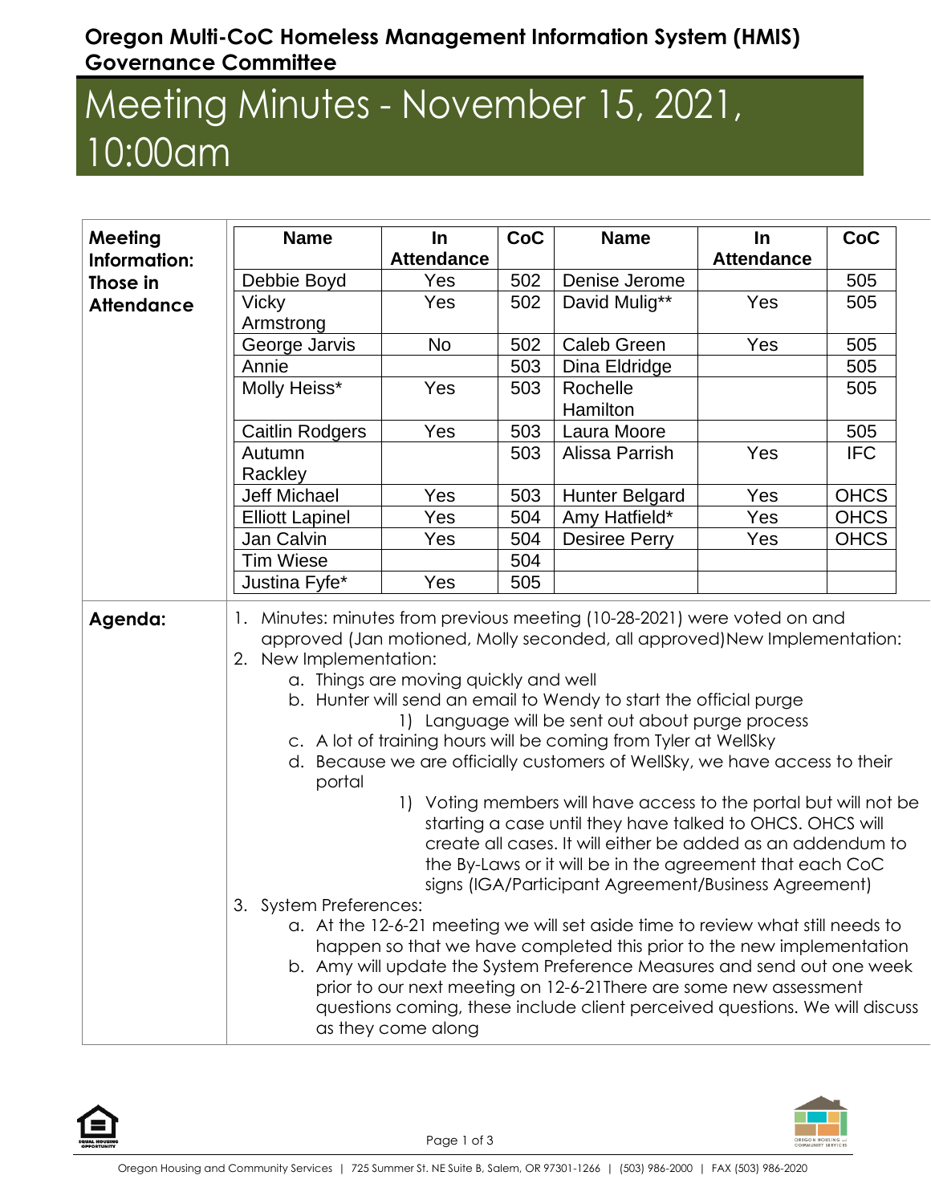**Oregon Multi-CoC Homeless Management Information System (HMIS) Governance Committee**

# Meeting Minutes - November 15, 2021, 10:00am

**Meeting Information: Those in Attendance**

| Name | In Attendance | CoC | Name | In Attendance | CoC |
|---|---|---|---|---|---|
| Debbie Boyd | Yes | 502 | Denise Jerome | | 505 |
| Vicky Armstrong | Yes | 502 | David Mulig** | Yes | 505 |
| George Jarvis | No | 502 | Caleb Green | Yes | 505 |
| Annie | | 503 | Dina Eldridge | | 505 |
| Molly Heiss* | Yes | 503 | Rochelle Hamilton | | 505 |
| Caitlin Rodgers | Yes | 503 | Laura Moore | | 505 |
| Autumn Rackley | | 503 | Alissa Parrish | Yes | IFC |
| Jeff Michael | Yes | 503 | Hunter Belgard | Yes | OHCS |
| Elliott Lapinel | Yes | 504 | Amy Hatfield* | Yes | OHCS |
| Jan Calvin | Yes | 504 | Desiree Perry | Yes | OHCS |
| Tim Wiese | | 504 | | | |
| Justina Fyfe* | Yes | 505 | | | |

**Agenda:**

1. Minutes: minutes from previous meeting (10-28-2021) were voted on and approved (Jan motioned, Molly seconded, all approved)New Implementation:
2. New Implementation:
   a. Things are moving quickly and well
   b. Hunter will send an email to Wendy to start the official purge
      1) Language will be sent out about purge process
   c. A lot of training hours will be coming from Tyler at WellSky
   d. Because we are officially customers of WellSky, we have access to their portal
      1) Voting members will have access to the portal but will not be starting a case until they have talked to OHCS. OHCS will create all cases. It will either be added as an addendum to the By-Laws or it will be in the agreement that each CoC signs (IGA/Participant Agreement/Business Agreement)
3. System Preferences:
   a. At the 12-6-21 meeting we will set aside time to review what still needs to happen so that we have completed this prior to the new implementation
   b. Amy will update the System Preference Measures and send out one week prior to our next meeting on 12-6-21There are some new assessment questions coming, these include client perceived questions. We will discuss as they come along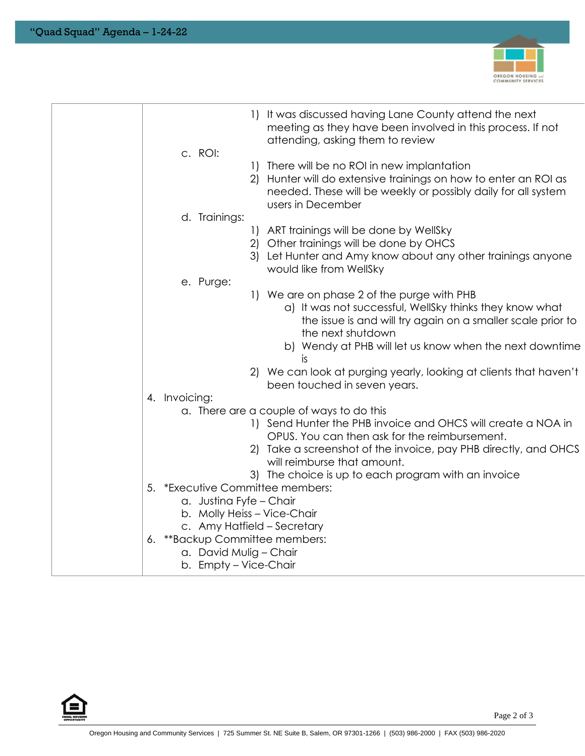1) It was discussed having Lane County attend the next meeting as they have been involved in this process. If not attending, asking them to review

c. ROI:

1) There will be no ROI in new implantation
2) Hunter will do extensive trainings on how to enter an ROI as needed. These will be weekly or possibly daily for all system users in December

d. Trainings:

1) ART trainings will be done by WellSky
2) Other trainings will be done by OHCS
3) Let Hunter and Amy know about any other trainings anyone would like from WellSky

e. Purge:

1) We are on phase 2 of the purge with PHB
   a) It was not successful, WellSky thinks they know what the issue is and will try again on a smaller scale prior to the next shutdown
   b) Wendy at PHB will let us know when the next downtime is
2) We can look at purging yearly, looking at clients that haven't been touched in seven years.

4. Invoicing:
   a. There are a couple of ways to do this
      1) Send Hunter the PHB invoice and OHCS will create a NOA in OPUS. You can then ask for the reimbursement.
      2) Take a screenshot of the invoice, pay PHB directly, and OHCS will reimburse that amount.
      3) The choice is up to each program with an invoice
5. *Executive Committee members:
   a. Justina Fyfe – Chair
   b. Molly Heiss – Vice-Chair
   c. Amy Hatfield – Secretary
6. **Backup Committee members:
   a. David Mulig – Chair
   b. Empty – Vice-Chair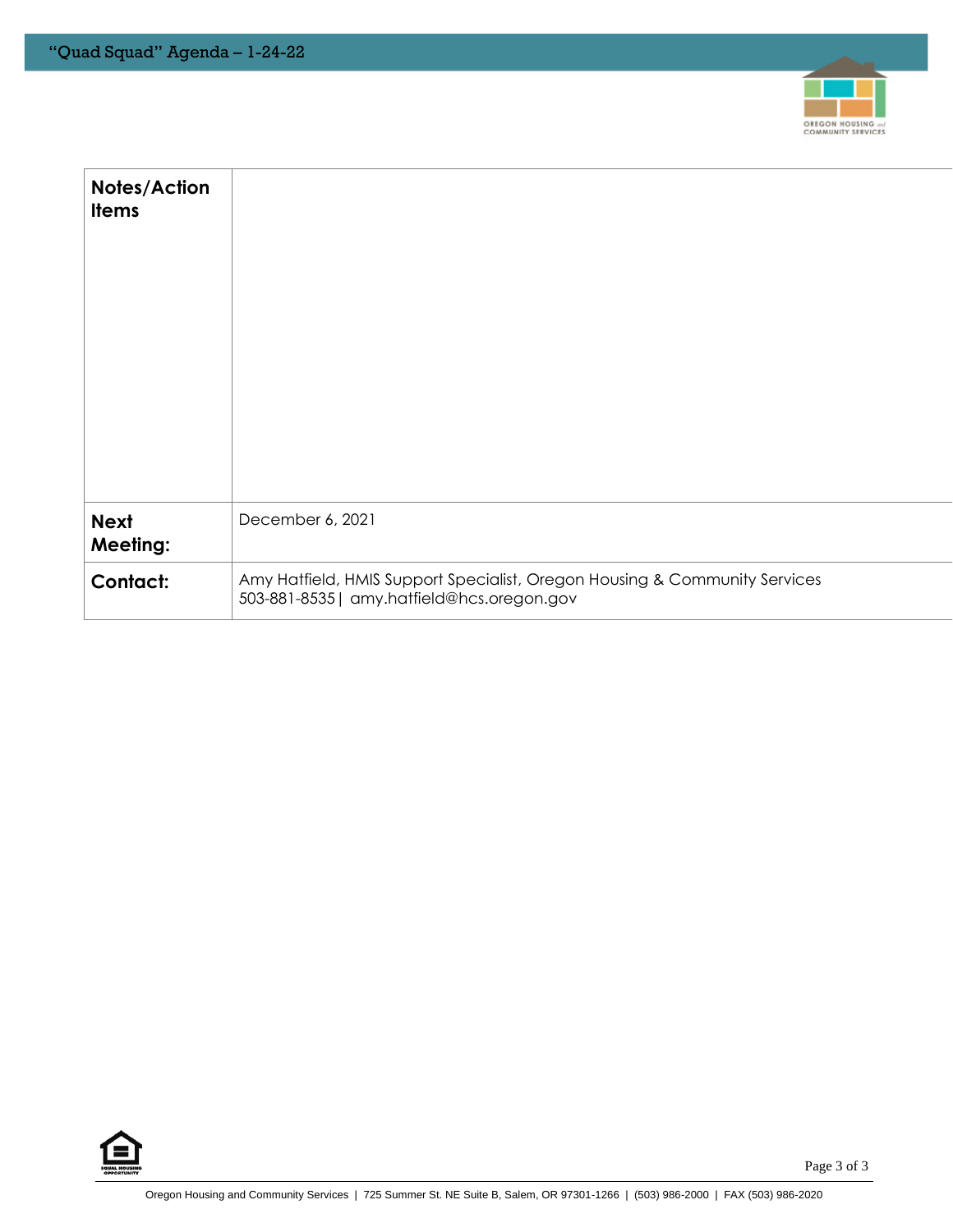| | |
|---|---|
| **Notes/Action Items** | |
| **Next Meeting:** | December 6, 2021 |
| **Contact:** | Amy Hatfield, HMIS Support Specialist, Oregon Housing & Community Services 503-881-8535 \| amy.hatfield@hcs.oregon.gov |